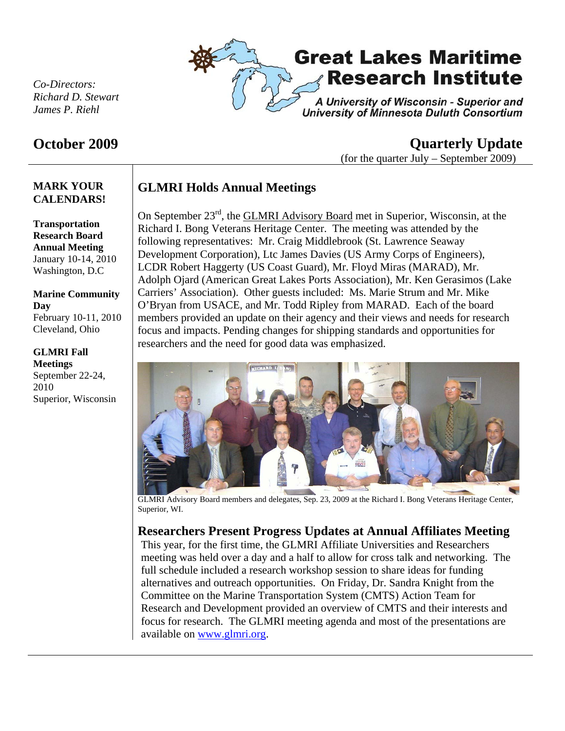*Co-Directors:*
*Richard D. Stewart*
*James P. Riehl*

# Great Lakes Maritime Research Institute

**A University of Wisconsin - Superior and University of Minnesota Duluth Consortium**

## October 2009 — Quarterly Update

(for the quarter July – September 2009)

### MARK YOUR CALENDARS!

**Transportation Research Board Annual Meeting**
January 10-14, 2010
Washington, D.C

**Marine Community Day**
February 10-11, 2010
Cleveland, Ohio

**GLMRI Fall Meetings**
September 22-24, 2010
Superior, Wisconsin

## GLMRI Holds Annual Meetings

On September 23rd, the GLMRI Advisory Board met in Superior, Wisconsin, at the Richard I. Bong Veterans Heritage Center. The meeting was attended by the following representatives: Mr. Craig Middlebrook (St. Lawrence Seaway Development Corporation), Ltc James Davies (US Army Corps of Engineers), LCDR Robert Haggerty (US Coast Guard), Mr. Floyd Miras (MARAD), Mr. Adolph Ojard (American Great Lakes Ports Association), Mr. Ken Gerasimos (Lake Carriers' Association). Other guests included: Ms. Marie Strum and Mr. Mike O'Bryan from USACE, and Mr. Todd Ripley from MARAD. Each of the board members provided an update on their agency and their views and needs for research focus and impacts. Pending changes for shipping standards and opportunities for researchers and the need for good data was emphasized.

GLMRI Advisory Board members and delegates, Sep. 23, 2009 at the Richard I. Bong Veterans Heritage Center, Superior, WI.

## Researchers Present Progress Updates at Annual Affiliates Meeting

This year, for the first time, the GLMRI Affiliate Universities and Researchers meeting was held over a day and a half to allow for cross talk and networking. The full schedule included a research workshop session to share ideas for funding alternatives and outreach opportunities. On Friday, Dr. Sandra Knight from the Committee on the Marine Transportation System (CMTS) Action Team for Research and Development provided an overview of CMTS and their interests and focus for research. The GLMRI meeting agenda and most of the presentations are available on www.glmri.org.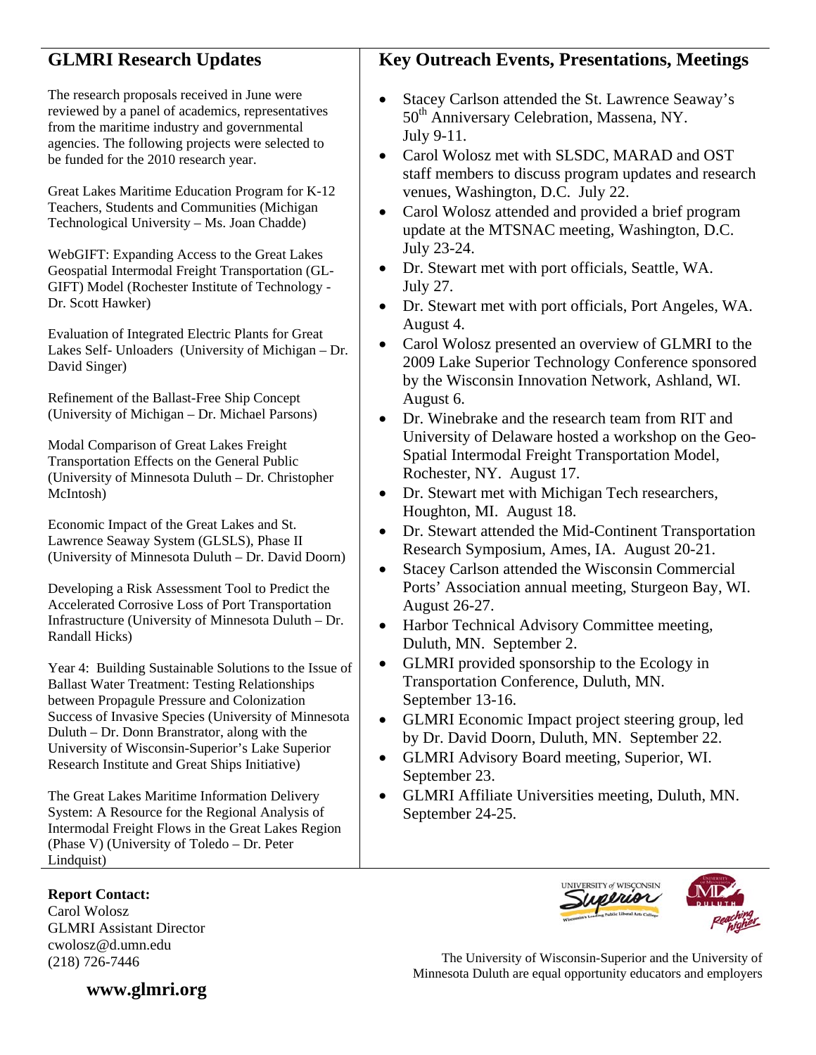## GLMRI Research Updates

The research proposals received in June were reviewed by a panel of academics, representatives from the maritime industry and governmental agencies. The following projects were selected to be funded for the 2010 research year.

Great Lakes Maritime Education Program for K-12 Teachers, Students and Communities (Michigan Technological University – Ms. Joan Chadde)

WebGIFT: Expanding Access to the Great Lakes Geospatial Intermodal Freight Transportation (GL-GIFT) Model (Rochester Institute of Technology - Dr. Scott Hawker)

Evaluation of Integrated Electric Plants for Great Lakes Self- Unloaders (University of Michigan – Dr. David Singer)

Refinement of the Ballast-Free Ship Concept (University of Michigan – Dr. Michael Parsons)

Modal Comparison of Great Lakes Freight Transportation Effects on the General Public (University of Minnesota Duluth – Dr. Christopher McIntosh)

Economic Impact of the Great Lakes and St. Lawrence Seaway System (GLSLS), Phase II (University of Minnesota Duluth – Dr. David Doorn)

Developing a Risk Assessment Tool to Predict the Accelerated Corrosive Loss of Port Transportation Infrastructure (University of Minnesota Duluth – Dr. Randall Hicks)

Year 4: Building Sustainable Solutions to the Issue of Ballast Water Treatment: Testing Relationships between Propagule Pressure and Colonization Success of Invasive Species (University of Minnesota Duluth – Dr. Donn Branstrator, along with the University of Wisconsin-Superior's Lake Superior Research Institute and Great Ships Initiative)

The Great Lakes Maritime Information Delivery System: A Resource for the Regional Analysis of Intermodal Freight Flows in the Great Lakes Region (Phase V) (University of Toledo – Dr. Peter Lindquist)

## Key Outreach Events, Presentations, Meetings

- Stacey Carlson attended the St. Lawrence Seaway's 50th Anniversary Celebration, Massena, NY. July 9-11.
- Carol Wolosz met with SLSDC, MARAD and OST staff members to discuss program updates and research venues, Washington, D.C. July 22.
- Carol Wolosz attended and provided a brief program update at the MTSNAC meeting, Washington, D.C. July 23-24.
- Dr. Stewart met with port officials, Seattle, WA. July 27.
- Dr. Stewart met with port officials, Port Angeles, WA. August 4.
- Carol Wolosz presented an overview of GLMRI to the 2009 Lake Superior Technology Conference sponsored by the Wisconsin Innovation Network, Ashland, WI. August 6.
- Dr. Winebrake and the research team from RIT and University of Delaware hosted a workshop on the Geo-Spatial Intermodal Freight Transportation Model, Rochester, NY. August 17.
- Dr. Stewart met with Michigan Tech researchers, Houghton, MI. August 18.
- Dr. Stewart attended the Mid-Continent Transportation Research Symposium, Ames, IA. August 20-21.
- Stacey Carlson attended the Wisconsin Commercial Ports' Association annual meeting, Sturgeon Bay, WI. August 26-27.
- Harbor Technical Advisory Committee meeting, Duluth, MN. September 2.
- GLMRI provided sponsorship to the Ecology in Transportation Conference, Duluth, MN. September 13-16.
- GLMRI Economic Impact project steering group, led by Dr. David Doorn, Duluth, MN. September 22.
- GLMRI Advisory Board meeting, Superior, WI. September 23.
- GLMRI Affiliate Universities meeting, Duluth, MN. September 24-25.

**Report Contact:**
Carol Wolosz
GLMRI Assistant Director
cwolosz@d.umn.edu
(218) 726-7446

**www.glmri.org**

The University of Wisconsin-Superior and the University of Minnesota Duluth are equal opportunity educators and employers